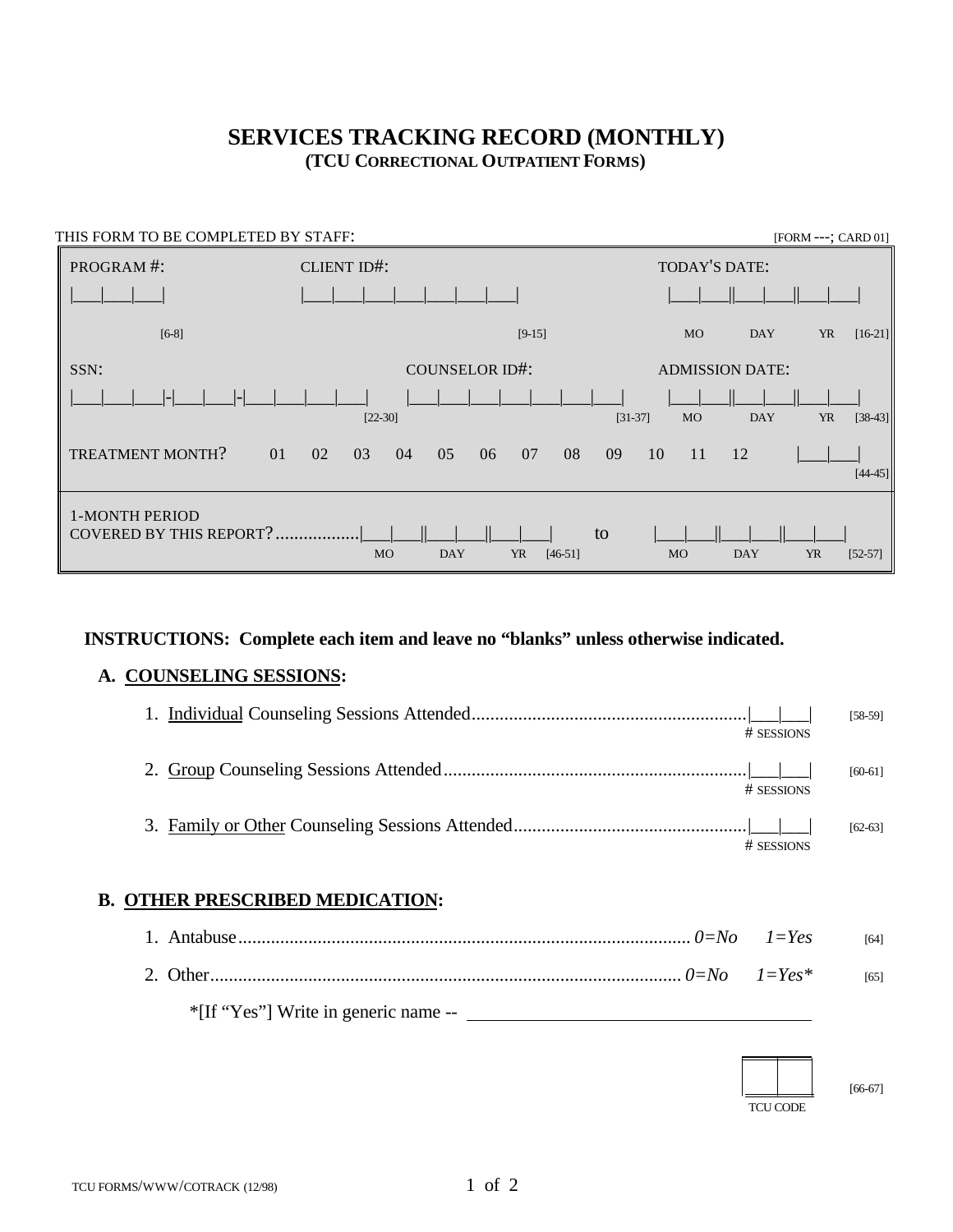# SERVICES TRACKING RECORD (MONTHLY)
## (TCU CORRECTIONAL OUTPATIENT FORMS)

THIS FORM TO BE COMPLETED BY STAFF: [FORM ---; CARD 01]

| | | |
|---|---|---|
| PROGRAM #: \|\_\_\_\|\_\_\_\|\_\_\_\| [6-8] | CLIENT ID#: \|\_\_\_\|\_\_\_\|\_\_\_\|\_\_\_\|\_\_\_\|\_\_\_\|\_\_\_\| [9-15] | TODAY'S DATE: \|\_\_\_\|\_\_\_\|\|\_\_\_\|\_\_\_\|\|\_\_\_\|\_\_\_\| MO DAY YR [16-21] |
| SSN: \|\_\_\_\|\_\_\_\|\_\_\_\|-\|\_\_\_\|\_\_\_\|-\|\_\_\_\|\_\_\_\|\_\_\_\|\_\_\_\| [22-30] | COUNSELOR ID#: \|\_\_\_\|\_\_\_\|\_\_\_\|\_\_\_\|\_\_\_\|\_\_\_\|\_\_\_\| [31-37] | ADMISSION DATE: \|\_\_\_\|\_\_\_\|\|\_\_\_\|\_\_\_\|\|\_\_\_\|\_\_\_\| MO DAY YR [38-43] |

TREATMENT MONTH? 01 02 03 04 05 06 07 08 09 10 11 12 |\_\_\_|\_\_\_| [44-45]

1-MONTH PERIOD COVERED BY THIS REPORT? .................. |\_\_\_|\_\_\_||\_\_\_|\_\_\_||\_\_\_|\_\_\_| (MO DAY YR) [46-51] to |\_\_\_|\_\_\_||\_\_\_|\_\_\_||\_\_\_|\_\_\_| (MO DAY YR) [52-57]

**INSTRUCTIONS: Complete each item and leave no "blanks" unless otherwise indicated.**

### A. COUNSELING SESSIONS:

1. Individual Counseling Sessions Attended.................... |\_\_\_|\_\_\_| # SESSIONS [58-59]
2. Group Counseling Sessions Attended.................... |\_\_\_|\_\_\_| # SESSIONS [60-61]
3. Family or Other Counseling Sessions Attended.................... |\_\_\_|\_\_\_| # SESSIONS [62-63]

### B. OTHER PRESCRIBED MEDICATION:

1. Antabuse.................... *0=No* *1=Yes* [64]
2. Other.................... *0=No* *1=Yes** [65]

   *[If "Yes"] Write in generic name -- \_\_\_\_\_\_\_\_\_\_\_\_\_\_\_\_\_\_\_\_\_\_\_\_\_\_\_\_\_\_

|\_\_\_|\_\_\_| TCU CODE [66-67]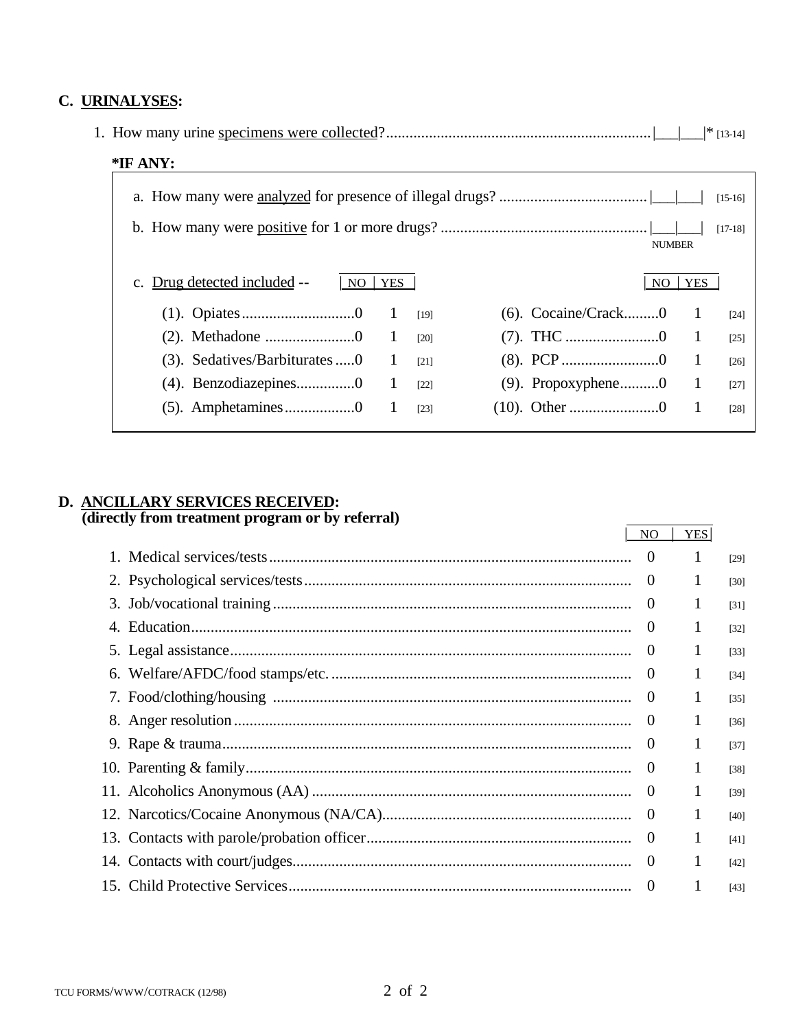## C. URINALYSES:

1. How many urine specimens were collected?.................................................................. |___|___|* [13-14]

**\*IF ANY:**

a. How many were analyzed for presence of illegal drugs? ..................................... |___|___| [15-16]

b. How many were positive for 1 or more drugs? .................................................... |___|___| [17-18]

NUMBER

c. Drug detected included --

| | NO | YES | | | NO | YES | |
|---|---|---|---|---|---|---|---|
| (1). Opiates | 0 | 1 | [19] | (6). Cocaine/Crack | 0 | 1 | [24] |
| (2). Methadone | 0 | 1 | [20] | (7). THC | 0 | 1 | [25] |
| (3). Sedatives/Barbiturates | 0 | 1 | [21] | (8). PCP | 0 | 1 | [26] |
| (4). Benzodiazepines | 0 | 1 | [22] | (9). Propoxyphene | 0 | 1 | [27] |
| (5). Amphetamines | 0 | 1 | [23] | (10). Other | 0 | 1 | [28] |

## D. ANCILLARY SERVICES RECEIVED:
**(directly from treatment program or by referral)**

| | NO | YES | |
|---|---|---|---|
| 1. Medical services/tests | 0 | 1 | [29] |
| 2. Psychological services/tests | 0 | 1 | [30] |
| 3. Job/vocational training | 0 | 1 | [31] |
| 4. Education | 0 | 1 | [32] |
| 5. Legal assistance | 0 | 1 | [33] |
| 6. Welfare/AFDC/food stamps/etc. | 0 | 1 | [34] |
| 7. Food/clothing/housing | 0 | 1 | [35] |
| 8. Anger resolution | 0 | 1 | [36] |
| 9. Rape & trauma | 0 | 1 | [37] |
| 10. Parenting & family | 0 | 1 | [38] |
| 11. Alcoholics Anonymous (AA) | 0 | 1 | [39] |
| 12. Narcotics/Cocaine Anonymous (NA/CA) | 0 | 1 | [40] |
| 13. Contacts with parole/probation officer | 0 | 1 | [41] |
| 14. Contacts with court/judges | 0 | 1 | [42] |
| 15. Child Protective Services | 0 | 1 | [43] |

TCU FORMS/WWW/COTRACK (12/98)